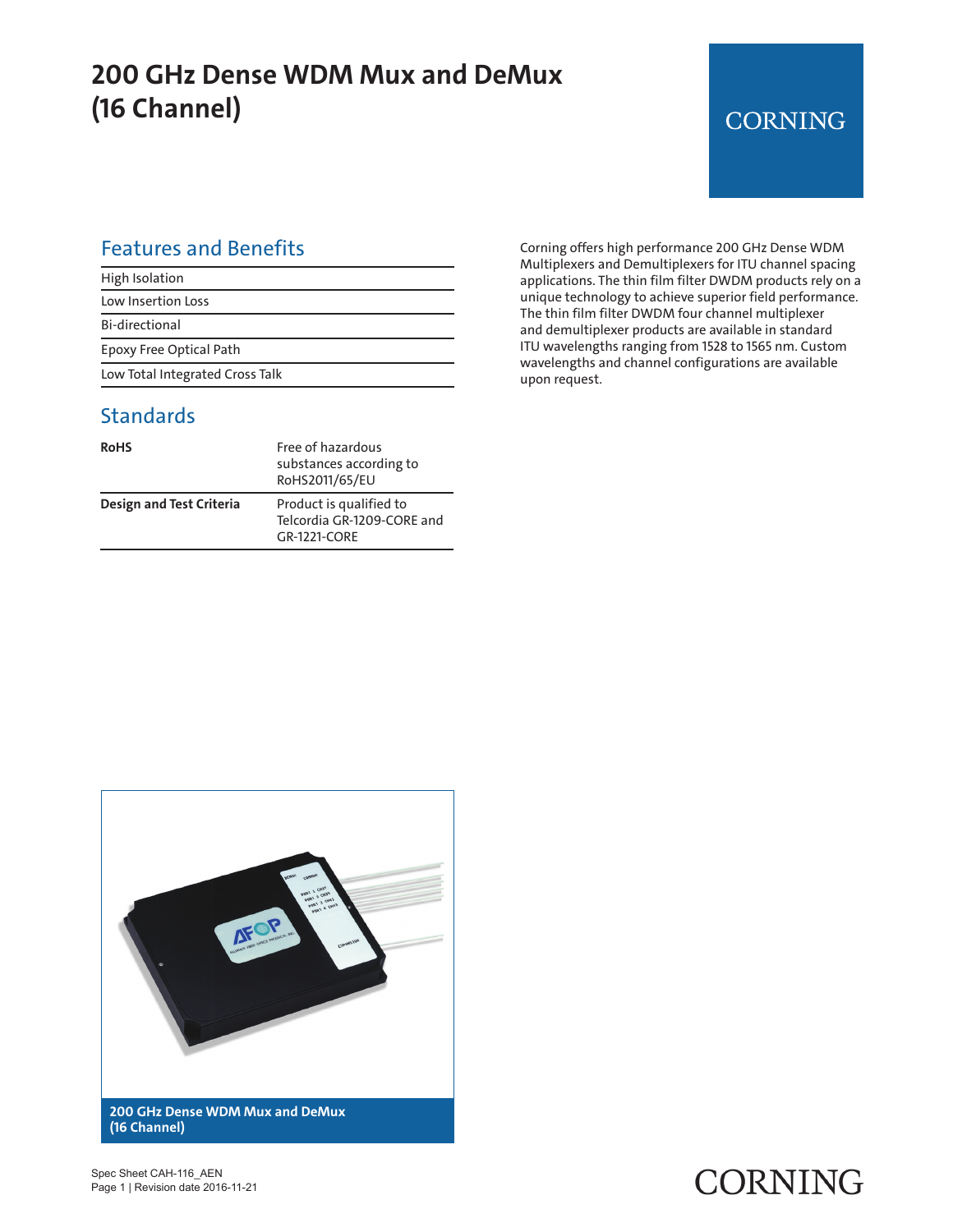# 200 GHz Dense WDM Mux and DeMux (16 Channel)

CORNING

## Features and Benefits

| |
|---|
| High Isolation |
| Low Insertion Loss |
| Bi-directional |
| Epoxy Free Optical Path |
| Low Total Integrated Cross Talk |

## Standards

| | |
|---|---|
| **RoHS** | Free of hazardous substances according to RoHS2011/65/EU |
| **Design and Test Criteria** | Product is qualified to Telcordia GR-1209-CORE and GR-1221-CORE |

Corning offers high performance 200 GHz Dense WDM Multiplexers and Demultiplexers for ITU channel spacing applications. The thin film filter DWDM products rely on a unique technology to achieve superior field performance. The thin film filter DWDM four channel multiplexer and demultiplexer products are available in standard ITU wavelengths ranging from 1528 to 1565 nm. Custom wavelengths and channel configurations are available upon request.

**200 GHz Dense WDM Mux and DeMux (16 Channel)**

Spec Sheet CAH-116_AEN
Page 1 | Revision date 2016-11-21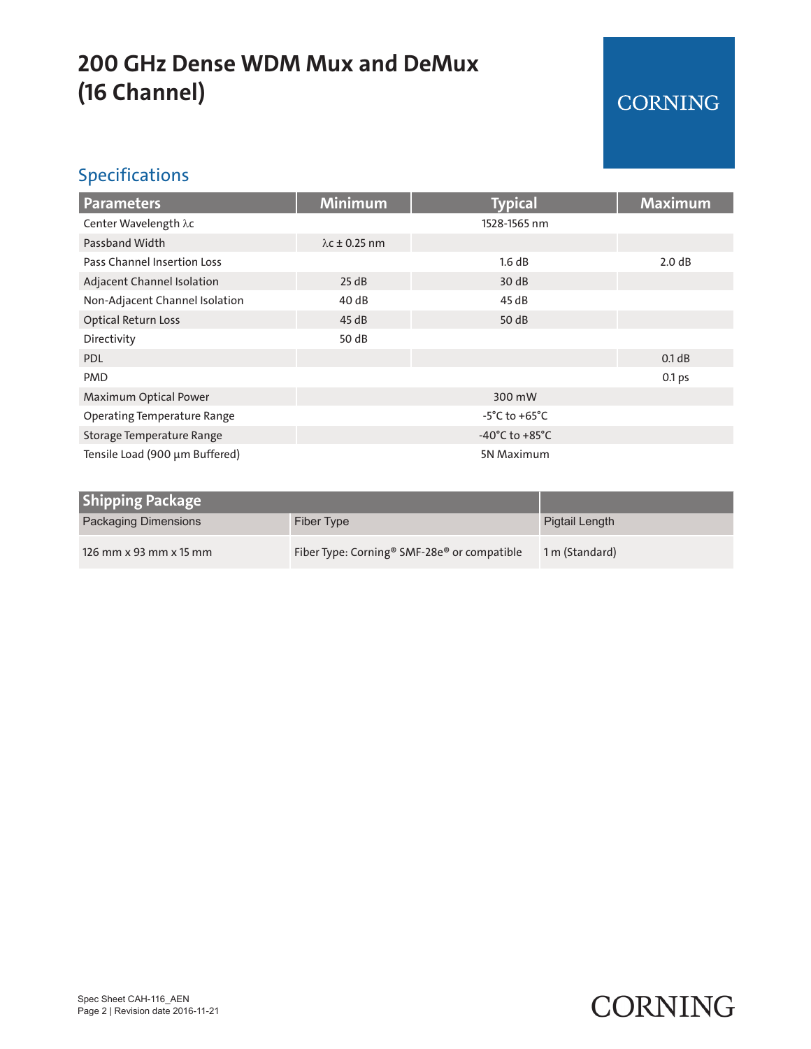# 200 GHz Dense WDM Mux and DeMux (16 Channel)

CORNING

## Specifications

| Parameters | Minimum | Typical | Maximum |
|---|---|---|---|
| Center Wavelength λc | | 1528-1565 nm | |
| Passband Width | λc ± 0.25 nm | | |
| Pass Channel Insertion Loss | | 1.6 dB | 2.0 dB |
| Adjacent Channel Isolation | 25 dB | 30 dB | |
| Non-Adjacent Channel Isolation | 40 dB | 45 dB | |
| Optical Return Loss | 45 dB | 50 dB | |
| Directivity | 50 dB | | |
| PDL | | | 0.1 dB |
| PMD | | | 0.1 ps |
| Maximum Optical Power | | 300 mW | |
| Operating Temperature Range | | -5°C to +65°C | |
| Storage Temperature Range | | -40°C to +85°C | |
| Tensile Load (900 μm Buffered) | | 5N Maximum | |

| Shipping Package | | |
|---|---|---|
| Packaging Dimensions | Fiber Type | Pigtail Length |
| 126 mm x 93 mm x 15 mm | Fiber Type: Corning® SMF-28e® or compatible | 1 m (Standard) |

Spec Sheet CAH-116_AEN
Revision date 2016-11-21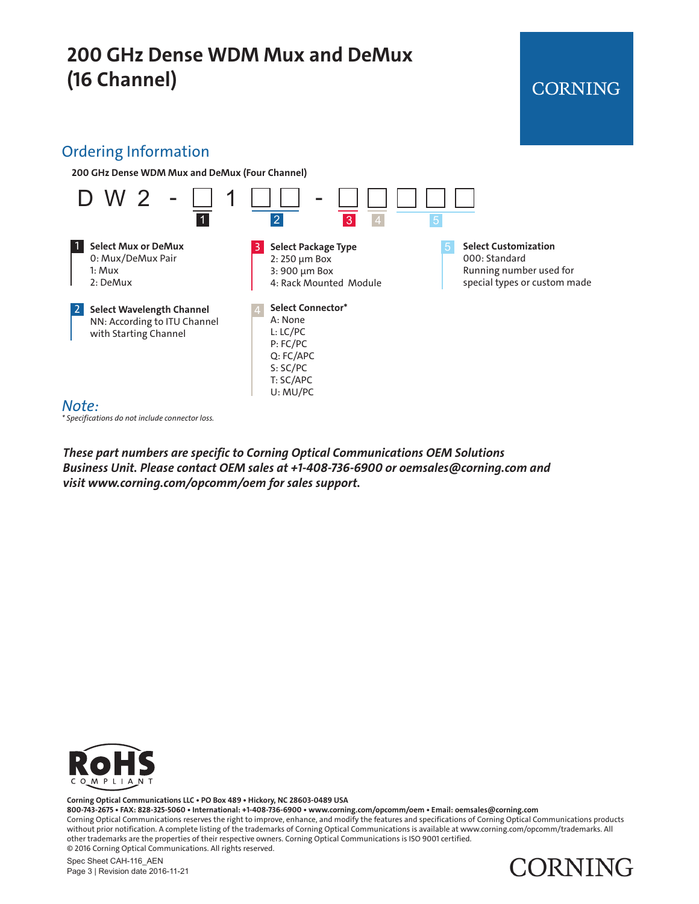# 200 GHz Dense WDM Mux and DeMux (16 Channel)

CORNING

## Ordering Information

**200 GHz Dense WDM Mux and DeMux (Four Channel)**

D W 2 - [1] 1 [2][2] - [3] [4] [5][5][5]

**1 Select Mux or DeMux**
0: Mux/DeMux Pair
1: Mux
2: DeMux

**2 Select Wavelength Channel**
NN: According to ITU Channel with Starting Channel

**3 Select Package Type**
2: 250 µm Box
3: 900 µm Box
4: Rack Mounted Module

**4 Select Connector***
A: None
L: LC/PC
P: FC/PC
Q: FC/APC
S: SC/PC
T: SC/APC
U: MU/PC

**5 Select Customization**
000: Standard
Running number used for special types or custom made

### *Note:*

*\* Specifications do not include connector loss.*

***These part numbers are specific to Corning Optical Communications OEM Solutions Business Unit. Please contact OEM sales at +1-408-736-6900 or oemsales@corning.com and visit www.corning.com/opcomm/oem for sales support.***

RoHS COMPLIANT

**Corning Optical Communications LLC • PO Box 489 • Hickory, NC 28603-0489 USA**
**800-743-2675 • FAX: 828-325-5060 • International: +1-408-736-6900 • www.corning.com/opcomm/oem • Email: oemsales@corning.com**
Corning Optical Communications reserves the right to improve, enhance, and modify the features and specifications of Corning Optical Communications products without prior notification. A complete listing of the trademarks of Corning Optical Communications is available at www.corning.com/opcomm/trademarks. All other trademarks are the properties of their respective owners. Corning Optical Communications is ISO 9001 certified.
© 2016 Corning Optical Communications. All rights reserved.

Spec Sheet CAH-116_AEN
Revision date 2016-11-21

CORNING